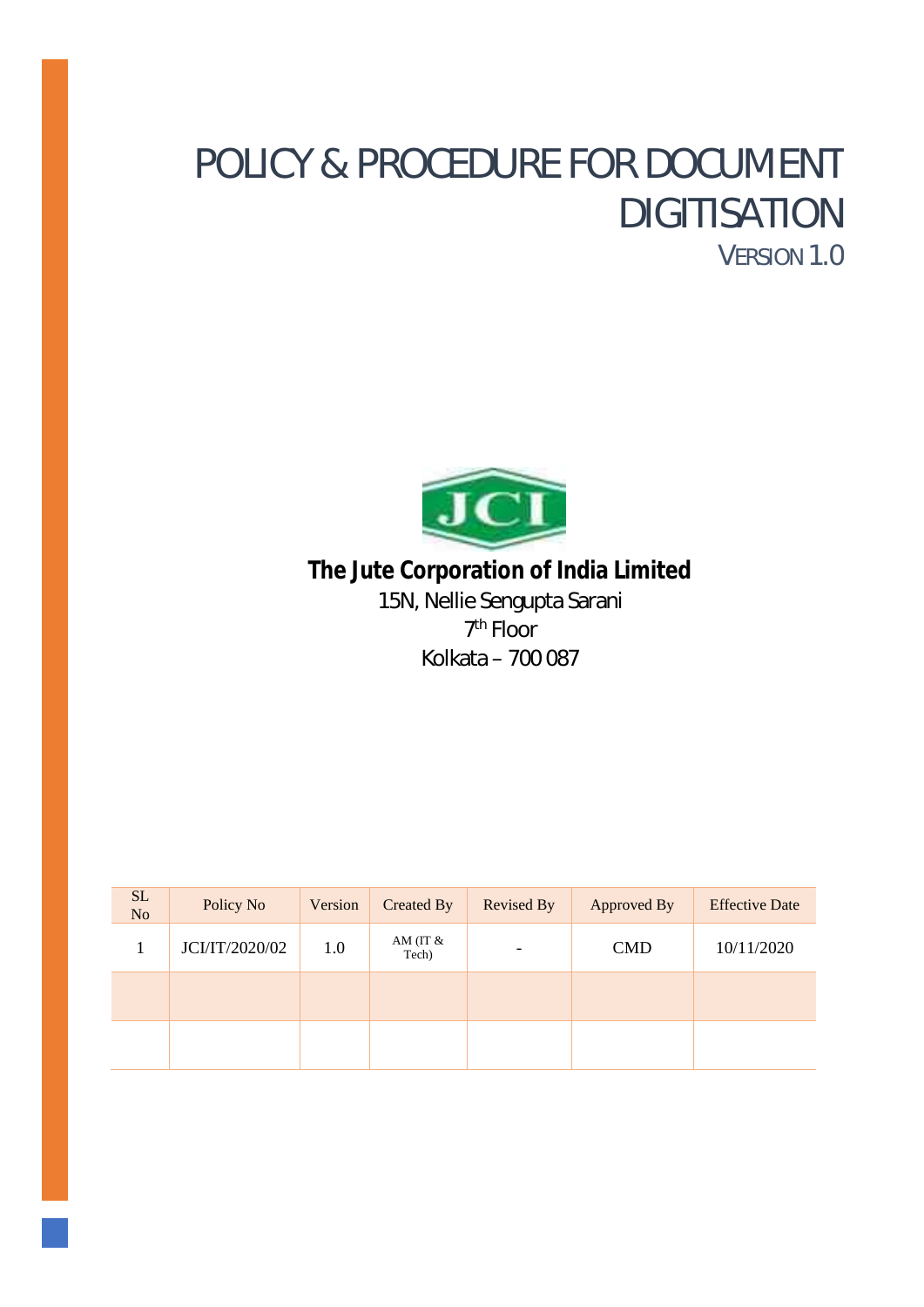# POLICY & PROCEDURE FOR DOCUMENT DIGITISATION

VERSION 1.0

**The Jute Corporation of India Limited**

15N, Nellie Sengupta Sarani

7th Floor

Kolkata – 700 087

| SL No | Policy No | Version | Created By | Revised By | Approved By | Effective Date |
|---|---|---|---|---|---|---|
| 1 | JCI/IT/2020/02 | 1.0 | AM (IT & Tech) | - | CMD | 10/11/2020 |
| | | | | | | |
| | | | | | | |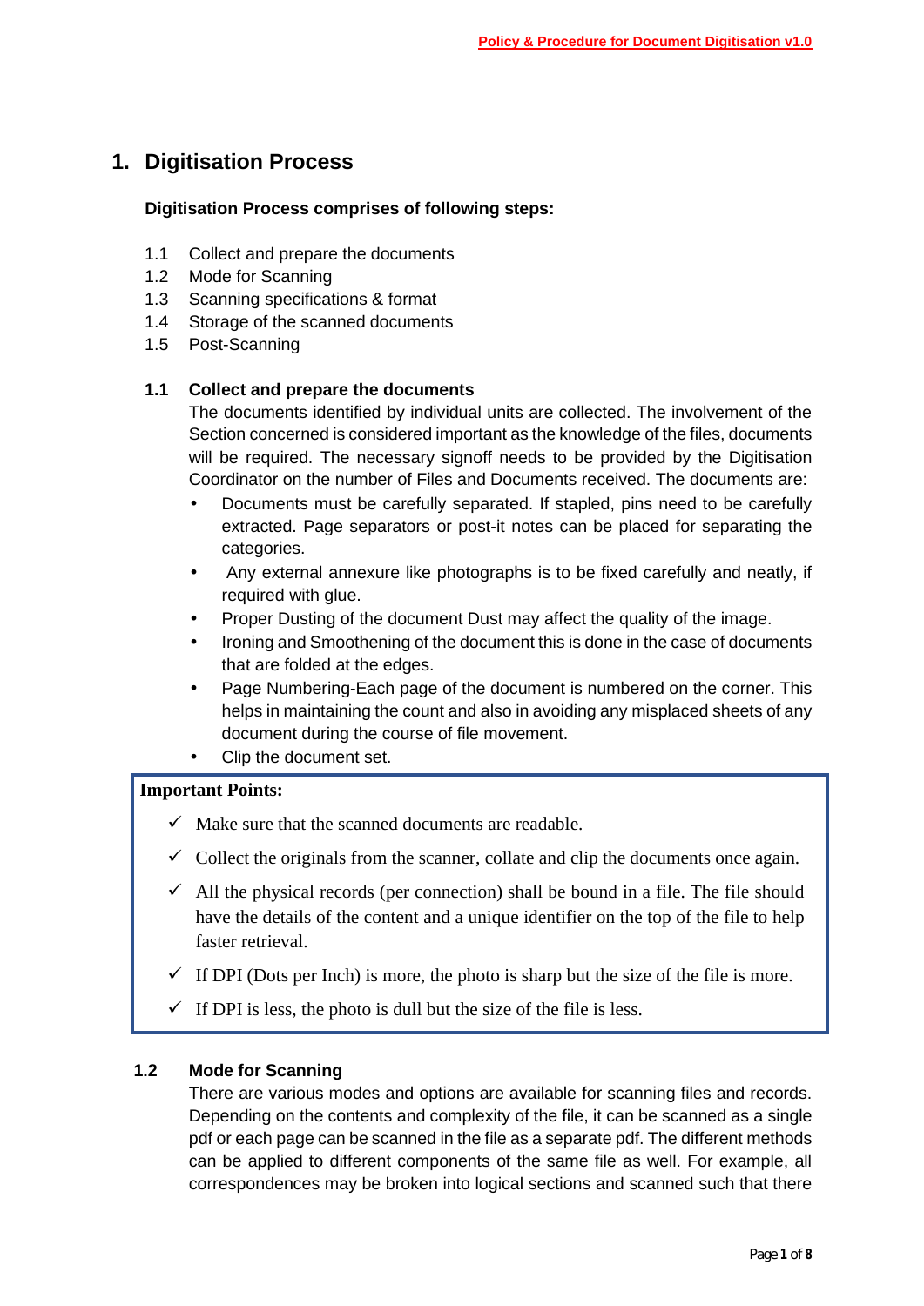# 1. Digitisation Process

**Digitisation Process comprises of following steps:**

1.1 Collect and prepare the documents
1.2 Mode for Scanning
1.3 Scanning specifications & format
1.4 Storage of the scanned documents
1.5 Post-Scanning

### 1.1 Collect and prepare the documents

The documents identified by individual units are collected. The involvement of the Section concerned is considered important as the knowledge of the files, documents will be required. The necessary signoff needs to be provided by the Digitisation Coordinator on the number of Files and Documents received. The documents are:

- Documents must be carefully separated. If stapled, pins need to be carefully extracted. Page separators or post-it notes can be placed for separating the categories.
- Any external annexure like photographs is to be fixed carefully and neatly, if required with glue.
- Proper Dusting of the document Dust may affect the quality of the image.
- Ironing and Smoothening of the document this is done in the case of documents that are folded at the edges.
- Page Numbering-Each page of the document is numbered on the corner. This helps in maintaining the count and also in avoiding any misplaced sheets of any document during the course of file movement.
- Clip the document set.

**Important Points:**

- ✓ Make sure that the scanned documents are readable.
- ✓ Collect the originals from the scanner, collate and clip the documents once again.
- ✓ All the physical records (per connection) shall be bound in a file. The file should have the details of the content and a unique identifier on the top of the file to help faster retrieval.
- ✓ If DPI (Dots per Inch) is more, the photo is sharp but the size of the file is more.
- ✓ If DPI is less, the photo is dull but the size of the file is less.

### 1.2 Mode for Scanning

There are various modes and options are available for scanning files and records. Depending on the contents and complexity of the file, it can be scanned as a single pdf or each page can be scanned in the file as a separate pdf. The different methods can be applied to different components of the same file as well. For example, all correspondences may be broken into logical sections and scanned such that there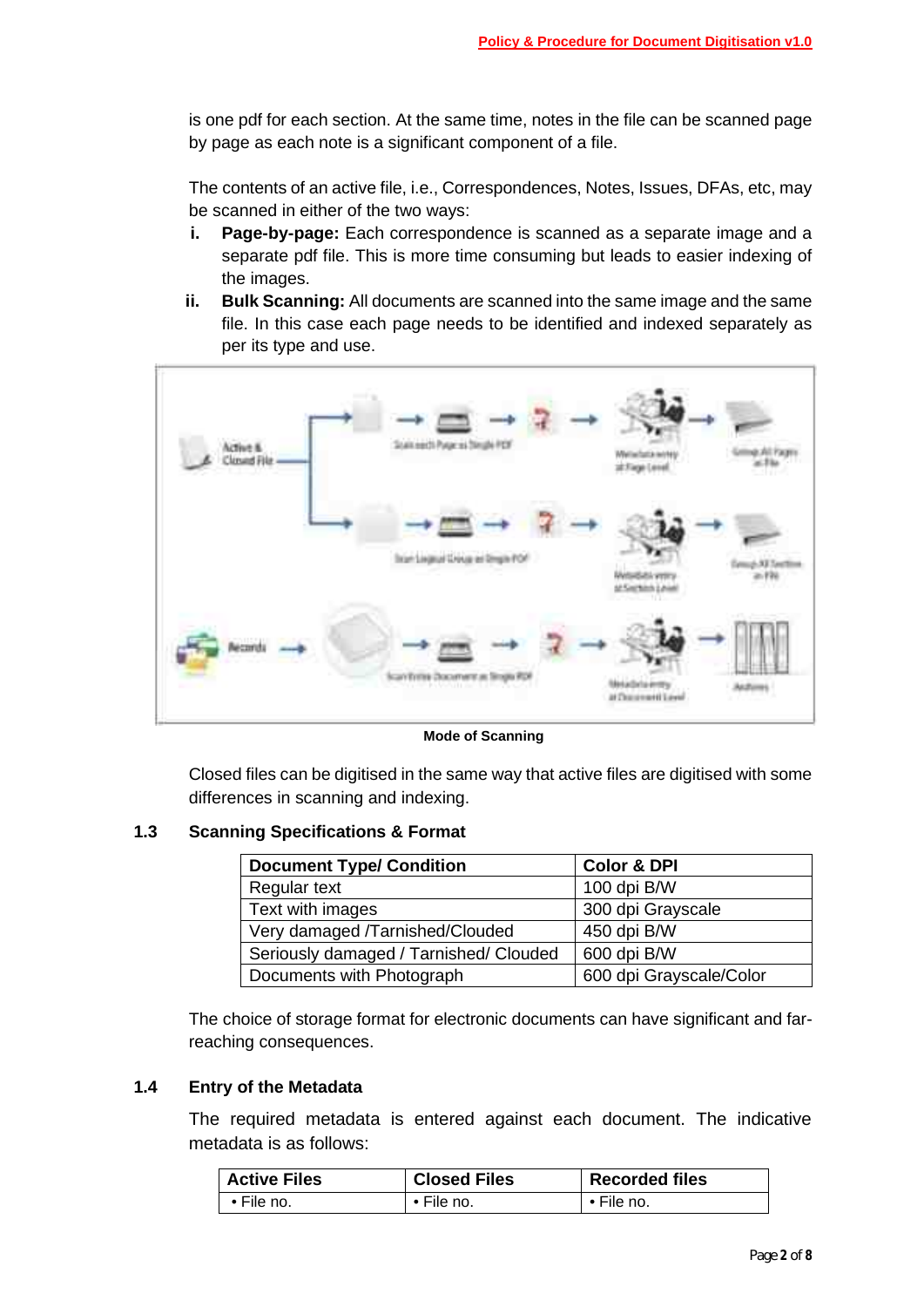is one pdf for each section. At the same time, notes in the file can be scanned page by page as each note is a significant component of a file.

The contents of an active file, i.e., Correspondences, Notes, Issues, DFAs, etc, may be scanned in either of the two ways:

- **i. Page-by-page:** Each correspondence is scanned as a separate image and a separate pdf file. This is more time consuming but leads to easier indexing of the images.
- **ii. Bulk Scanning:** All documents are scanned into the same image and the same file. In this case each page needs to be identified and indexed separately as per its type and use.

**Mode of Scanning**

Closed files can be digitised in the same way that active files are digitised with some differences in scanning and indexing.

## 1.3 Scanning Specifications & Format

| Document Type/ Condition | Color & DPI |
|---|---|
| Regular text | 100 dpi B/W |
| Text with images | 300 dpi Grayscale |
| Very damaged /Tarnished/Clouded | 450 dpi B/W |
| Seriously damaged / Tarnished/ Clouded | 600 dpi B/W |
| Documents with Photograph | 600 dpi Grayscale/Color |

The choice of storage format for electronic documents can have significant and far-reaching consequences.

## 1.4 Entry of the Metadata

The required metadata is entered against each document. The indicative metadata is as follows:

| Active Files | Closed Files | Recorded files |
|---|---|---|
| • File no. | • File no. | • File no. |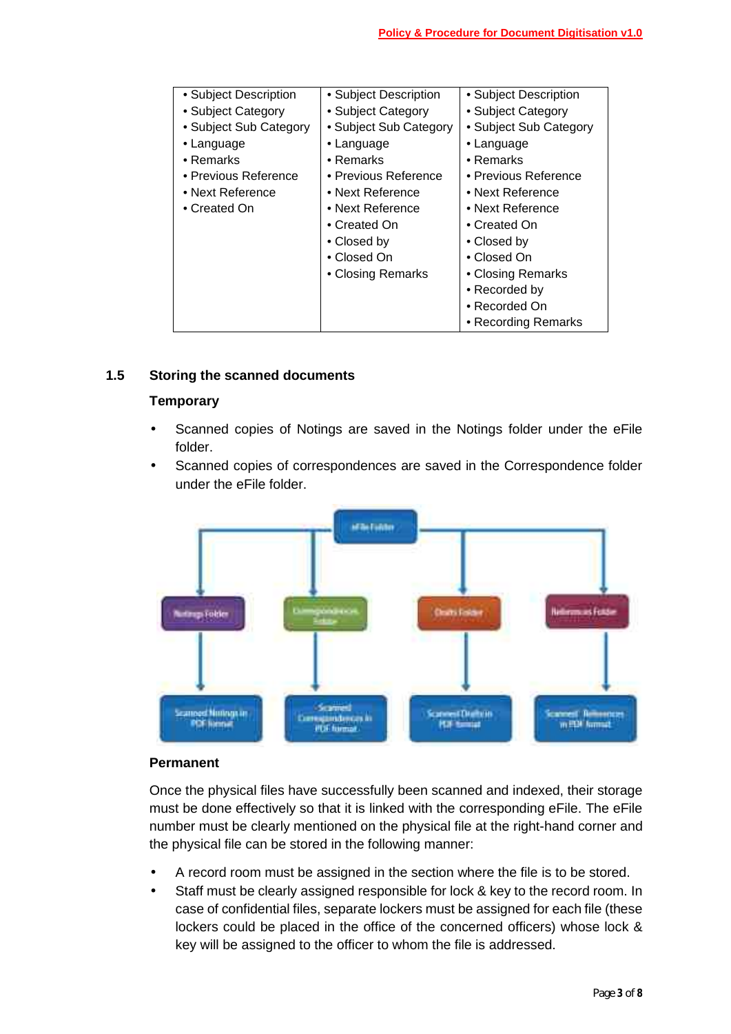| | | |
|---|---|---|
| • Subject Description<br>• Subject Category<br>• Subject Sub Category<br>• Language<br>• Remarks<br>• Previous Reference<br>• Next Reference<br>• Created On | • Subject Description<br>• Subject Category<br>• Subject Sub Category<br>• Language<br>• Remarks<br>• Previous Reference<br>• Next Reference<br>• Next Reference<br>• Created On<br>• Closed by<br>• Closed On<br>• Closing Remarks | • Subject Description<br>• Subject Category<br>• Subject Sub Category<br>• Language<br>• Remarks<br>• Previous Reference<br>• Next Reference<br>• Next Reference<br>• Created On<br>• Closed by<br>• Closed On<br>• Closing Remarks<br>• Recorded by<br>• Recorded On<br>• Recording Remarks |

## 1.5 Storing the scanned documents

### Temporary

- Scanned copies of Notings are saved in the Notings folder under the eFile folder.
- Scanned copies of correspondences are saved in the Correspondence folder under the eFile folder.

### Permanent

Once the physical files have successfully been scanned and indexed, their storage must be done effectively so that it is linked with the corresponding eFile. The eFile number must be clearly mentioned on the physical file at the right-hand corner and the physical file can be stored in the following manner:

- A record room must be assigned in the section where the file is to be stored.
- Staff must be clearly assigned responsible for lock & key to the record room. In case of confidential files, separate lockers must be assigned for each file (these lockers could be placed in the office of the concerned officers) whose lock & key will be assigned to the officer to whom the file is addressed.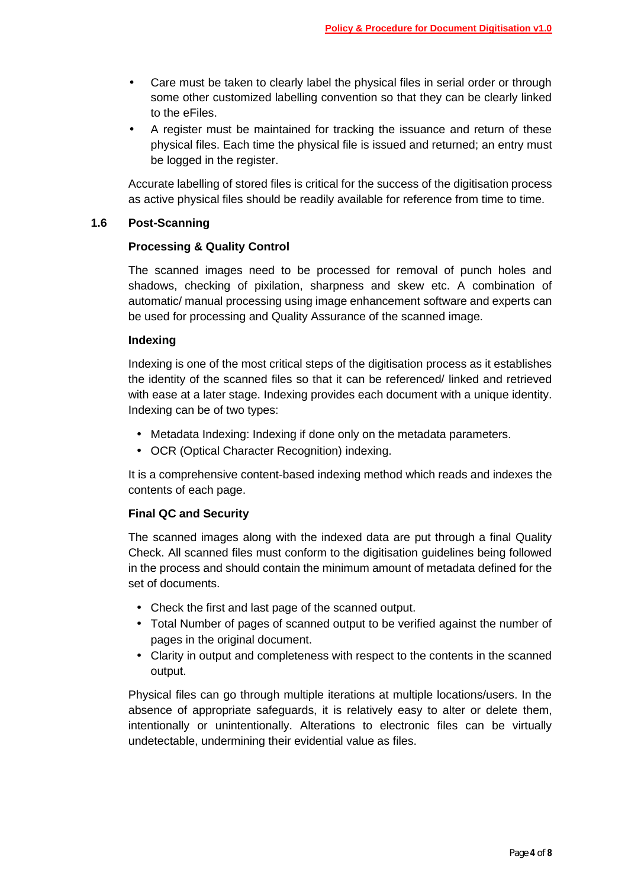- Care must be taken to clearly label the physical files in serial order or through some other customized labelling convention so that they can be clearly linked to the eFiles.
- A register must be maintained for tracking the issuance and return of these physical files. Each time the physical file is issued and returned; an entry must be logged in the register.

Accurate labelling of stored files is critical for the success of the digitisation process as active physical files should be readily available for reference from time to time.

## 1.6 Post-Scanning

### Processing & Quality Control

The scanned images need to be processed for removal of punch holes and shadows, checking of pixilation, sharpness and skew etc. A combination of automatic/ manual processing using image enhancement software and experts can be used for processing and Quality Assurance of the scanned image.

### Indexing

Indexing is one of the most critical steps of the digitisation process as it establishes the identity of the scanned files so that it can be referenced/ linked and retrieved with ease at a later stage. Indexing provides each document with a unique identity. Indexing can be of two types:

- Metadata Indexing: Indexing if done only on the metadata parameters.
- OCR (Optical Character Recognition) indexing.

It is a comprehensive content-based indexing method which reads and indexes the contents of each page.

### Final QC and Security

The scanned images along with the indexed data are put through a final Quality Check. All scanned files must conform to the digitisation guidelines being followed in the process and should contain the minimum amount of metadata defined for the set of documents.

- Check the first and last page of the scanned output.
- Total Number of pages of scanned output to be verified against the number of pages in the original document.
- Clarity in output and completeness with respect to the contents in the scanned output.

Physical files can go through multiple iterations at multiple locations/users. In the absence of appropriate safeguards, it is relatively easy to alter or delete them, intentionally or unintentionally. Alterations to electronic files can be virtually undetectable, undermining their evidential value as files.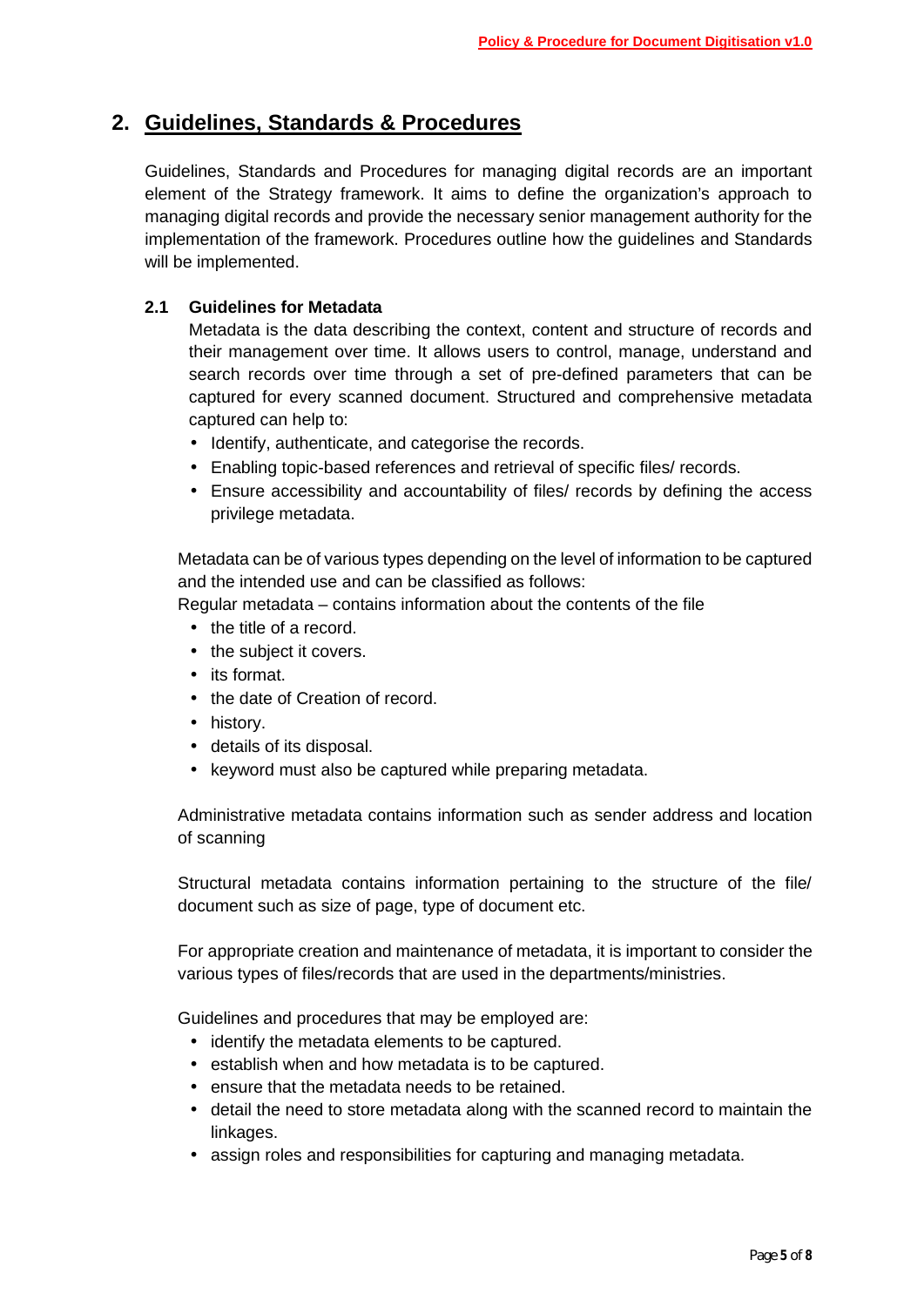## 2. Guidelines, Standards & Procedures

Guidelines, Standards and Procedures for managing digital records are an important element of the Strategy framework. It aims to define the organization's approach to managing digital records and provide the necessary senior management authority for the implementation of the framework. Procedures outline how the guidelines and Standards will be implemented.

### 2.1 Guidelines for Metadata

Metadata is the data describing the context, content and structure of records and their management over time. It allows users to control, manage, understand and search records over time through a set of pre-defined parameters that can be captured for every scanned document. Structured and comprehensive metadata captured can help to:

- Identify, authenticate, and categorise the records.
- Enabling topic-based references and retrieval of specific files/ records.
- Ensure accessibility and accountability of files/ records by defining the access privilege metadata.

Metadata can be of various types depending on the level of information to be captured and the intended use and can be classified as follows:

Regular metadata – contains information about the contents of the file

- the title of a record.
- the subject it covers.
- its format.
- the date of Creation of record.
- history.
- details of its disposal.
- keyword must also be captured while preparing metadata.

Administrative metadata contains information such as sender address and location of scanning

Structural metadata contains information pertaining to the structure of the file/ document such as size of page, type of document etc.

For appropriate creation and maintenance of metadata, it is important to consider the various types of files/records that are used in the departments/ministries.

Guidelines and procedures that may be employed are:

- identify the metadata elements to be captured.
- establish when and how metadata is to be captured.
- ensure that the metadata needs to be retained.
- detail the need to store metadata along with the scanned record to maintain the linkages.
- assign roles and responsibilities for capturing and managing metadata.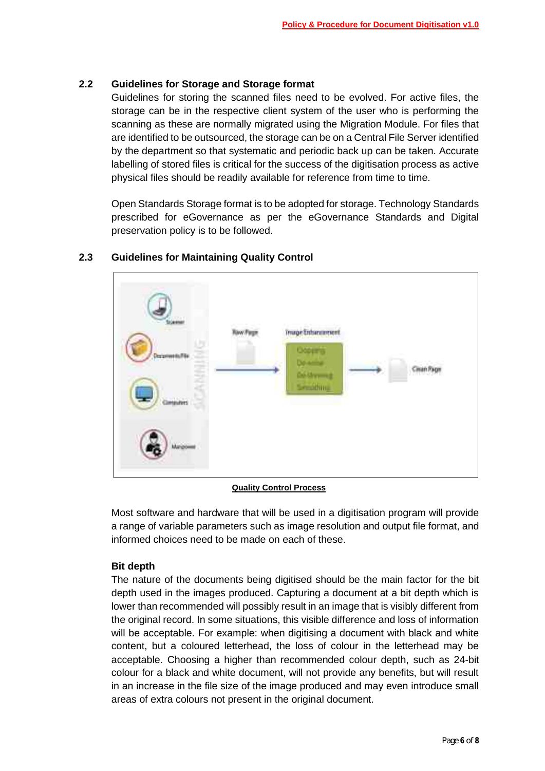## 2.2 Guidelines for Storage and Storage format

Guidelines for storing the scanned files need to be evolved. For active files, the storage can be in the respective client system of the user who is performing the scanning as these are normally migrated using the Migration Module. For files that are identified to be outsourced, the storage can be on a Central File Server identified by the department so that systematic and periodic back up can be taken. Accurate labelling of stored files is critical for the success of the digitisation process as active physical files should be readily available for reference from time to time.

Open Standards Storage format is to be adopted for storage. Technology Standards prescribed for eGovernance as per the eGovernance Standards and Digital preservation policy is to be followed.

## 2.3 Guidelines for Maintaining Quality Control

**Quality Control Process**

Most software and hardware that will be used in a digitisation program will provide a range of variable parameters such as image resolution and output file format, and informed choices need to be made on each of these.

### Bit depth

The nature of the documents being digitised should be the main factor for the bit depth used in the images produced. Capturing a document at a bit depth which is lower than recommended will possibly result in an image that is visibly different from the original record. In some situations, this visible difference and loss of information will be acceptable. For example: when digitising a document with black and white content, but a coloured letterhead, the loss of colour in the letterhead may be acceptable. Choosing a higher than recommended colour depth, such as 24-bit colour for a black and white document, will not provide any benefits, but will result in an increase in the file size of the image produced and may even introduce small areas of extra colours not present in the original document.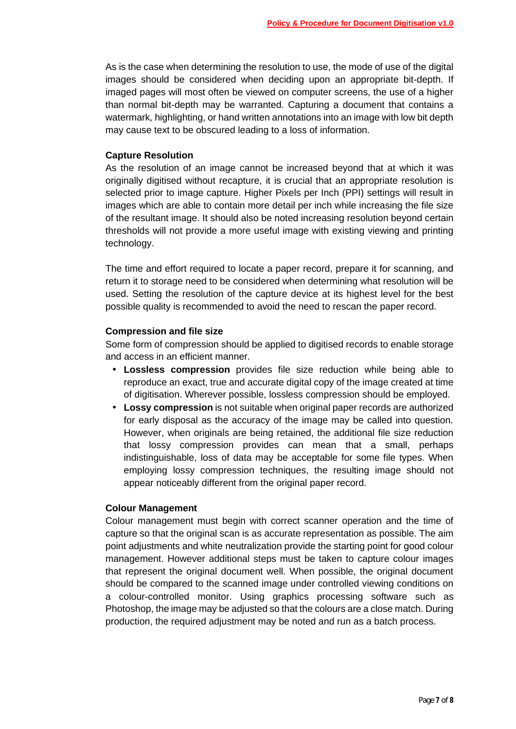As is the case when determining the resolution to use, the mode of use of the digital images should be considered when deciding upon an appropriate bit-depth. If imaged pages will most often be viewed on computer screens, the use of a higher than normal bit-depth may be warranted. Capturing a document that contains a watermark, highlighting, or hand written annotations into an image with low bit depth may cause text to be obscured leading to a loss of information.

**Capture Resolution**

As the resolution of an image cannot be increased beyond that at which it was originally digitised without recapture, it is crucial that an appropriate resolution is selected prior to image capture. Higher Pixels per Inch (PPI) settings will result in images which are able to contain more detail per inch while increasing the file size of the resultant image. It should also be noted increasing resolution beyond certain thresholds will not provide a more useful image with existing viewing and printing technology.

The time and effort required to locate a paper record, prepare it for scanning, and return it to storage need to be considered when determining what resolution will be used. Setting the resolution of the capture device at its highest level for the best possible quality is recommended to avoid the need to rescan the paper record.

**Compression and file size**

Some form of compression should be applied to digitised records to enable storage and access in an efficient manner.

- **Lossless compression** provides file size reduction while being able to reproduce an exact, true and accurate digital copy of the image created at time of digitisation. Wherever possible, lossless compression should be employed.
- **Lossy compression** is not suitable when original paper records are authorized for early disposal as the accuracy of the image may be called into question. However, when originals are being retained, the additional file size reduction that lossy compression provides can mean that a small, perhaps indistinguishable, loss of data may be acceptable for some file types. When employing lossy compression techniques, the resulting image should not appear noticeably different from the original paper record.

**Colour Management**

Colour management must begin with correct scanner operation and the time of capture so that the original scan is as accurate representation as possible. The aim point adjustments and white neutralization provide the starting point for good colour management. However additional steps must be taken to capture colour images that represent the original document well. When possible, the original document should be compared to the scanned image under controlled viewing conditions on a colour-controlled monitor. Using graphics processing software such as Photoshop, the image may be adjusted so that the colours are a close match. During production, the required adjustment may be noted and run as a batch process.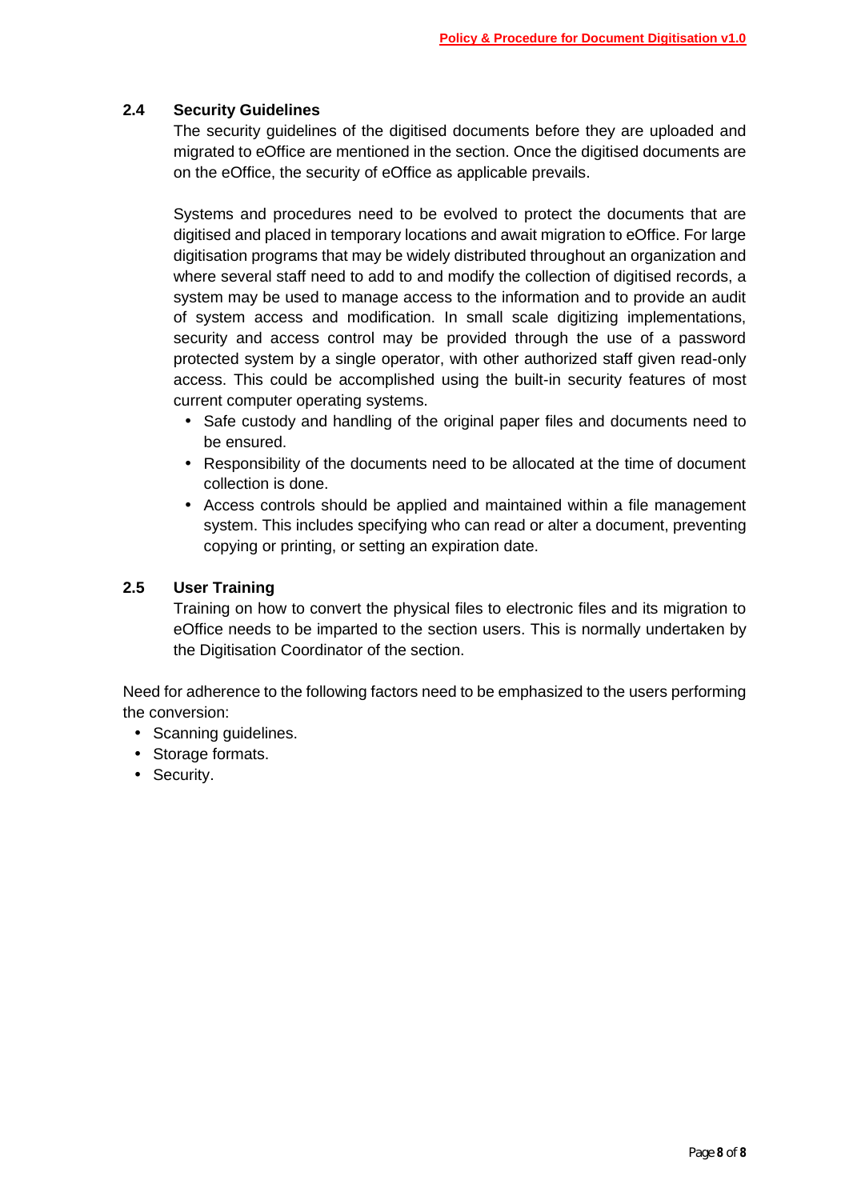### 2.4 Security Guidelines

The security guidelines of the digitised documents before they are uploaded and migrated to eOffice are mentioned in the section. Once the digitised documents are on the eOffice, the security of eOffice as applicable prevails.

Systems and procedures need to be evolved to protect the documents that are digitised and placed in temporary locations and await migration to eOffice. For large digitisation programs that may be widely distributed throughout an organization and where several staff need to add to and modify the collection of digitised records, a system may be used to manage access to the information and to provide an audit of system access and modification. In small scale digitizing implementations, security and access control may be provided through the use of a password protected system by a single operator, with other authorized staff given read-only access. This could be accomplished using the built-in security features of most current computer operating systems.

- Safe custody and handling of the original paper files and documents need to be ensured.
- Responsibility of the documents need to be allocated at the time of document collection is done.
- Access controls should be applied and maintained within a file management system. This includes specifying who can read or alter a document, preventing copying or printing, or setting an expiration date.

### 2.5 User Training

Training on how to convert the physical files to electronic files and its migration to eOffice needs to be imparted to the section users. This is normally undertaken by the Digitisation Coordinator of the section.

Need for adherence to the following factors need to be emphasized to the users performing the conversion:

- Scanning guidelines.
- Storage formats.
- Security.